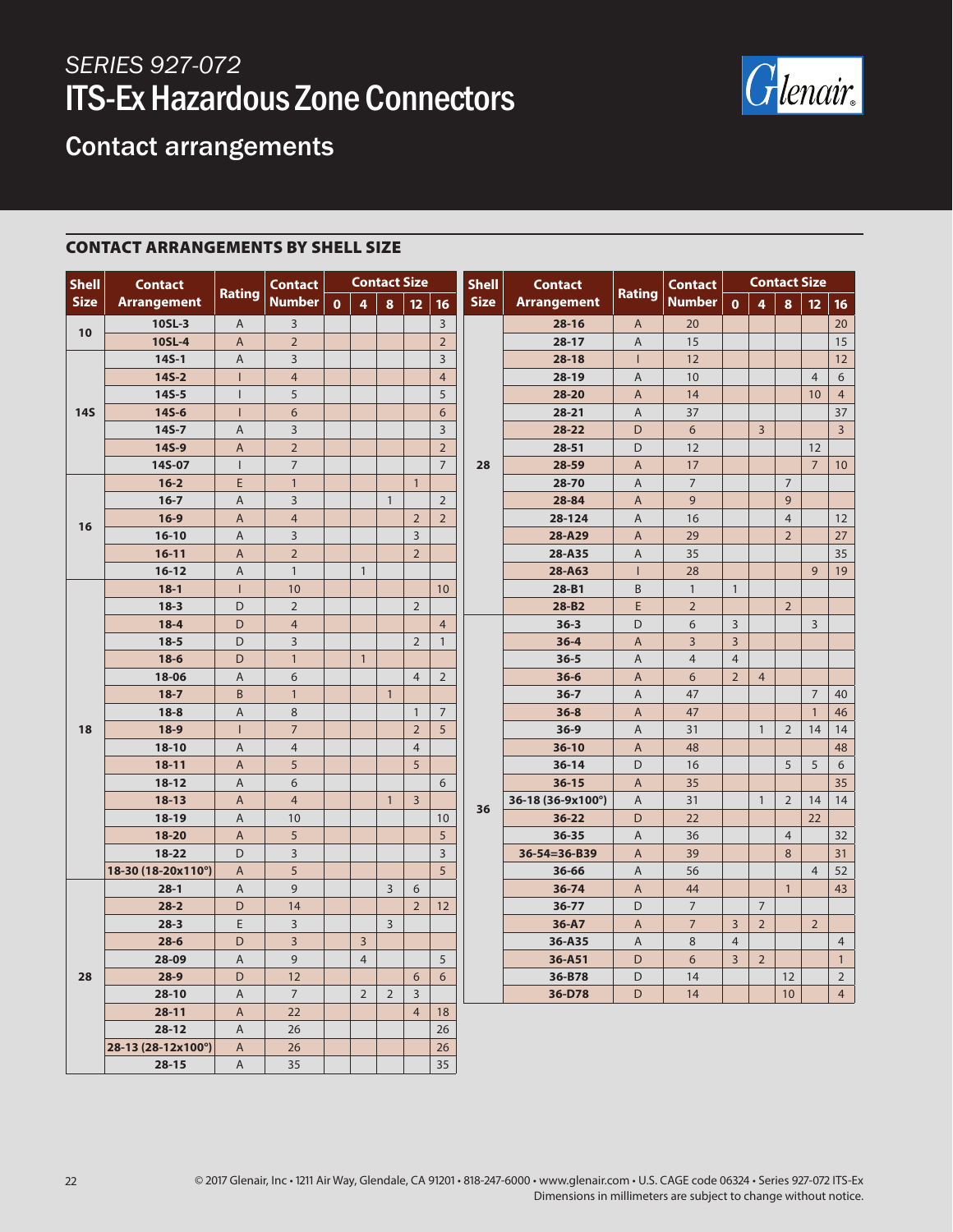*SERIES 927-072*

# ITS-Ex Hazardous Zone Connectors

## Contact arrangements

### CONTACT ARRANGEMENTS BY SHELL SIZE

| Shell Size | Contact Arrangement | Rating | Contact Number | Contact Size 0 | 4 | 8 | 12 | 16 |
|---|---|---|---|---|---|---|---|---|
| 10 | 10SL-3 | A | 3 | | | | | 3 |
| | 10SL-4 | A | 2 | | | | | 2 |
| 14S | 14S-1 | A | 3 | | | | | 3 |
| | 14S-2 | I | 4 | | | | | 4 |
| | 14S-5 | I | 5 | | | | | 5 |
| | 14S-6 | I | 6 | | | | | 6 |
| | 14S-7 | A | 3 | | | | | 3 |
| | 14S-9 | A | 2 | | | | | 2 |
| | 14S-07 | I | 7 | | | | | 7 |
| 16 | 16-2 | E | 1 | | | | 1 | |
| | 16-7 | A | 3 | | | 1 | | 2 |
| | 16-9 | A | 4 | | | | 2 | 2 |
| | 16-10 | A | 3 | | | | 3 | |
| | 16-11 | A | 2 | | | | 2 | |
| | 16-12 | A | 1 | | 1 | | | |
| 18 | 18-1 | I | 10 | | | | | 10 |
| | 18-3 | D | 2 | | | | 2 | |
| | 18-4 | D | 4 | | | | | 4 |
| | 18-5 | D | 3 | | | | 2 | 1 |
| | 18-6 | D | 1 | | 1 | | | |
| | 18-06 | A | 6 | | | | 4 | 2 |
| | 18-7 | B | 1 | | | 1 | | |
| | 18-8 | A | 8 | | | | 1 | 7 |
| | 18-9 | I | 7 | | | | 2 | 5 |
| | 18-10 | A | 4 | | | | 4 | |
| | 18-11 | A | 5 | | | | 5 | |
| | 18-12 | A | 6 | | | | | 6 |
| | 18-13 | A | 4 | | | 1 | 3 | |
| | 18-19 | A | 10 | | | | | 10 |
| | 18-20 | A | 5 | | | | | 5 |
| | 18-22 | D | 3 | | | | | 3 |
| | 18-30 (18-20x110°) | A | 5 | | | | | 5 |
| 28 | 28-1 | A | 9 | | | 3 | 6 | |
| | 28-2 | D | 14 | | | | 2 | 12 |
| | 28-3 | E | 3 | | | 3 | | |
| | 28-6 | D | 3 | | 3 | | | |
| | 28-09 | A | 9 | | 4 | | | 5 |
| | 28-9 | D | 12 | | | | 6 | 6 |
| | 28-10 | A | 7 | | 2 | 2 | 3 | |
| | 28-11 | A | 22 | | | | 4 | 18 |
| | 28-12 | A | 26 | | | | | 26 |
| | 28-13 (28-12x100°) | A | 26 | | | | | 26 |
| | 28-15 | A | 35 | | | | | 35 |
| | 28-16 | A | 20 | | | | | 20 |
| | 28-17 | A | 15 | | | | | 15 |
| | 28-18 | I | 12 | | | | | 12 |
| | 28-19 | A | 10 | | | | 4 | 6 |
| | 28-20 | A | 14 | | | | 10 | 4 |
| | 28-21 | A | 37 | | | | | 37 |
| | 28-22 | D | 6 | | 3 | | | 3 |
| | 28-51 | D | 12 | | | | 12 | |
| | 28-59 | A | 17 | | | | 7 | 10 |
| | 28-70 | A | 7 | | | 7 | | |
| | 28-84 | A | 9 | | | 9 | | |
| | 28-124 | A | 16 | | | 4 | | 12 |
| | 28-A29 | A | 29 | | | 2 | | 27 |
| | 28-A35 | A | 35 | | | | | 35 |
| | 28-A63 | I | 28 | | | | 9 | 19 |
| | 28-B1 | B | 1 | 1 | | | | |
| | 28-B2 | E | 2 | | | 2 | | |
| 36 | 36-3 | D | 6 | 3 | | | 3 | |
| | 36-4 | A | 3 | 3 | | | | |
| | 36-5 | A | 4 | 4 | | | | |
| | 36-6 | A | 6 | 2 | 4 | | | |
| | 36-7 | A | 47 | | | | 7 | 40 |
| | 36-8 | A | 47 | | | | 1 | 46 |
| | 36-9 | A | 31 | | 1 | 2 | 14 | 14 |
| | 36-10 | A | 48 | | | | | 48 |
| | 36-14 | D | 16 | | | 5 | 5 | 6 |
| | 36-15 | A | 35 | | | | | 35 |
| | 36-18 (36-9x100°) | A | 31 | | 1 | 2 | 14 | 14 |
| | 36-22 | D | 22 | | | | 22 | |
| | 36-35 | A | 36 | | | 4 | | 32 |
| | 36-54=36-B39 | A | 39 | | | 8 | | 31 |
| | 36-66 | A | 56 | | | | 4 | 52 |
| | 36-74 | A | 44 | | | 1 | | 43 |
| | 36-77 | D | 7 | | 7 | | | |
| | 36-A7 | A | 7 | 3 | 2 | | 2 | |
| | 36-A35 | A | 8 | 4 | | | | 4 |
| | 36-A51 | D | 6 | 3 | 2 | | | 1 |
| | 36-B78 | D | 14 | | | 12 | | 2 |
| | 36-D78 | D | 14 | | | 10 | | 4 |

© 2017 Glenair, Inc • 1211 Air Way, Glendale, CA 91201 • 818-247-6000 • www.glenair.com • U.S. CAGE code 06324 • Series 927-072 ITS-Ex
Dimensions in millimeters are subject to change without notice.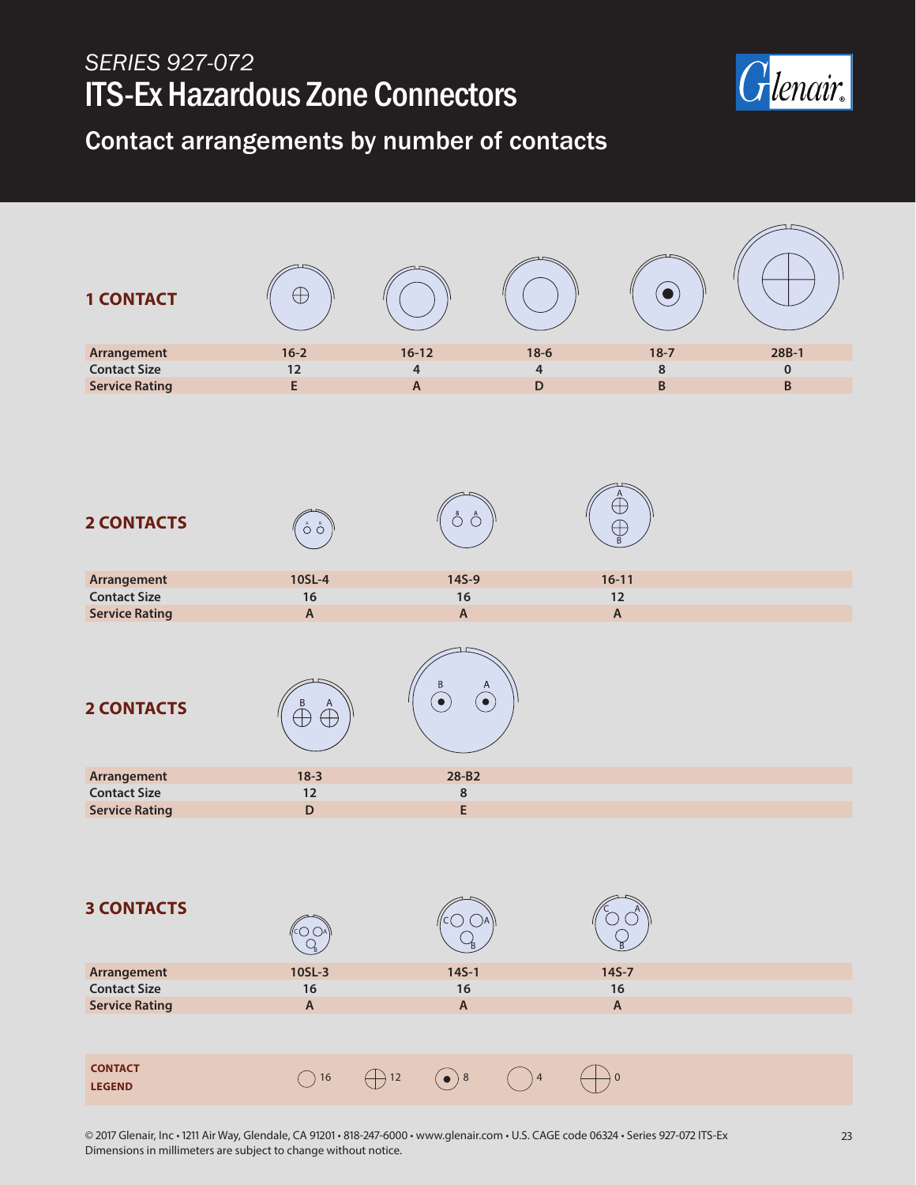*SERIES 927-072*

# ITS-Ex Hazardous Zone Connectors

## Contact arrangements by number of contacts

### 1 CONTACT

| Arrangement | 16-2 | 16-12 | 18-6 | 18-7 | 28B-1 |
|---|---|---|---|---|---|
| Contact Size | 12 | 4 | 4 | 8 | 0 |
| Service Rating | E | A | D | B | B |

### 2 CONTACTS

| Arrangement | 10SL-4 | 14S-9 | 16-11 |
|---|---|---|---|
| Contact Size | 16 | 16 | 12 |
| Service Rating | A | A | A |

### 2 CONTACTS

| Arrangement | 18-3 | 28-B2 |
|---|---|---|
| Contact Size | 12 | 8 |
| Service Rating | D | E |

### 3 CONTACTS

| Arrangement | 10SL-3 | 14S-1 | 14S-7 |
|---|---|---|---|
| Contact Size | 16 | 16 | 16 |
| Service Rating | A | A | A |

**CONTACT LEGEND**: 16, 12, 8, 4, 0

© 2017 Glenair, Inc • 1211 Air Way, Glendale, CA 91201 • 818-247-6000 • www.glenair.com • U.S. CAGE code 06324 • Series 927-072 ITS-Ex
Dimensions in millimeters are subject to change without notice.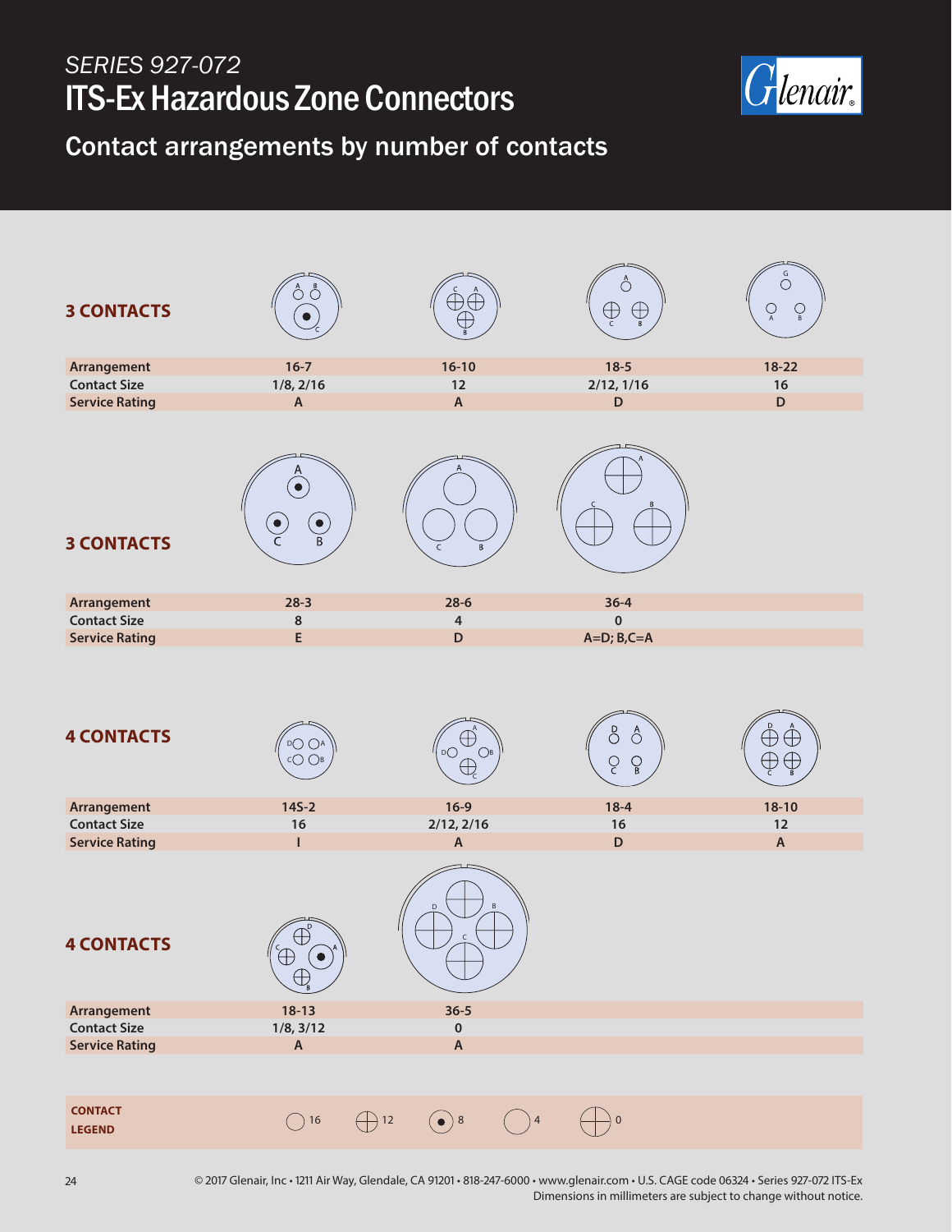# SERIES 927-072

# ITS-Ex Hazardous Zone Connectors

## Contact arrangements by number of contacts

### 3 CONTACTS

| Arrangement | 16-7 | 16-10 | 18-5 | 18-22 |
|---|---|---|---|---|
| Contact Size | 1/8, 2/16 | 12 | 2/12, 1/16 | 16 |
| Service Rating | A | A | D | D |

### 3 CONTACTS

| Arrangement | 28-3 | 28-6 | 36-4 |
|---|---|---|---|
| Contact Size | 8 | 4 | 0 |
| Service Rating | E | D | A=D; B,C=A |

### 4 CONTACTS

| Arrangement | 14S-2 | 16-9 | 18-4 | 18-10 |
|---|---|---|---|---|
| Contact Size | 16 | 2/12, 2/16 | 16 | 12 |
| Service Rating | I | A | D | A |

### 4 CONTACTS

| Arrangement | 18-13 | 36-5 |
|---|---|---|
| Contact Size | 1/8, 3/12 | 0 |
| Service Rating | A | A |

**CONTACT LEGEND**: 16, 12, 8, 4, 0

© 2017 Glenair, Inc • 1211 Air Way, Glendale, CA 91201 • 818-247-6000 • www.glenair.com • U.S. CAGE code 06324 • Series 927-072 ITS-Ex
Dimensions in millimeters are subject to change without notice.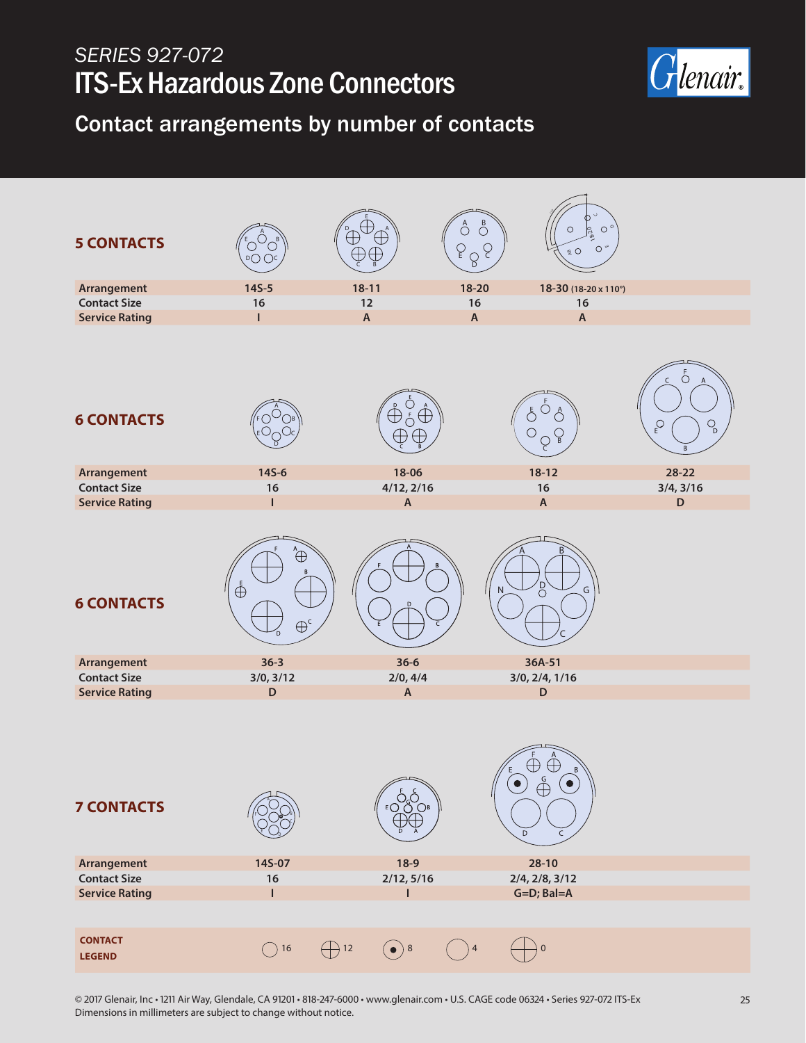## SERIES 927-072

# ITS-Ex Hazardous Zone Connectors

## Contact arrangements by number of contacts

### 5 CONTACTS

| Arrangement | 14S-5 | 18-11 | 18-20 | 18-30 (18-20 x 110°) |
|---|---|---|---|---|
| Contact Size | 16 | 12 | 16 | 16 |
| Service Rating | I | A | A | A |

### 6 CONTACTS

| Arrangement | 14S-6 | 18-06 | 18-12 | 28-22 |
|---|---|---|---|---|
| Contact Size | 16 | 4/12, 2/16 | 16 | 3/4, 3/16 |
| Service Rating | I | A | A | D |

### 6 CONTACTS

| Arrangement | 36-3 | 36-6 | 36A-51 |
|---|---|---|---|
| Contact Size | 3/0, 3/12 | 2/0, 4/4 | 3/0, 2/4, 1/16 |
| Service Rating | D | A | D |

### 7 CONTACTS

| Arrangement | 14S-07 | 18-9 | 28-10 |
|---|---|---|---|
| Contact Size | 16 | 2/12, 5/16 | 2/4, 2/8, 3/12 |
| Service Rating | I | I | G=D; Bal=A |

**CONTACT LEGEND**

16 | 12 | 8 | 4 | 0

© 2017 Glenair, Inc • 1211 Air Way, Glendale, CA 91201 • 818-247-6000 • www.glenair.com • U.S. CAGE code 06324 • Series 927-072 ITS-Ex
Dimensions in millimeters are subject to change without notice.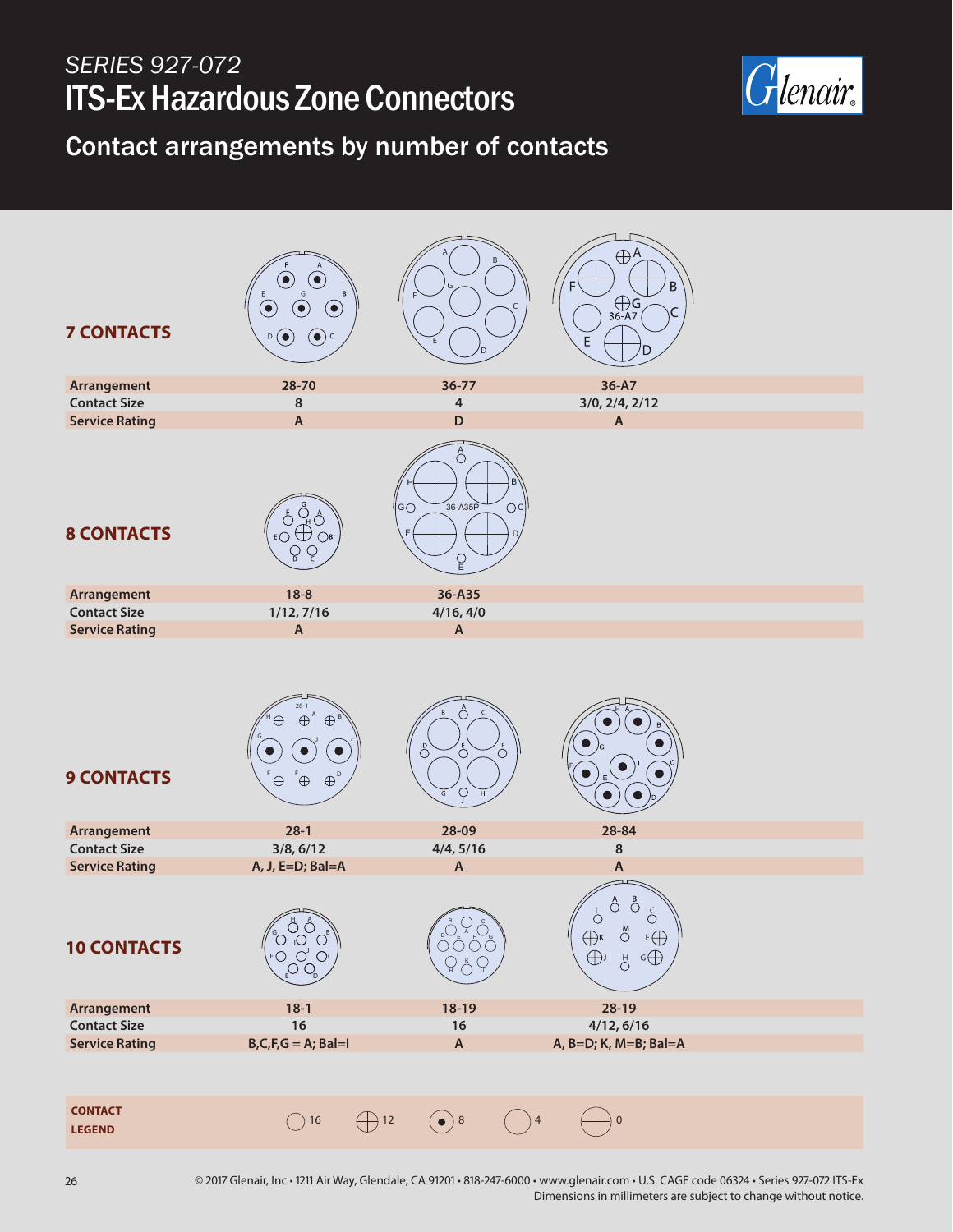# SERIES 927-072
# ITS-Ex Hazardous Zone Connectors

## Contact arrangements by number of contacts

### 7 CONTACTS

| Arrangement | 28-70 | 36-77 | 36-A7 |
|---|---|---|---|
| Contact Size | 8 | 4 | 3/0, 2/4, 2/12 |
| Service Rating | A | D | A |

### 8 CONTACTS

| Arrangement | 18-8 | 36-A35 |
|---|---|---|
| Contact Size | 1/12, 7/16 | 4/16, 4/0 |
| Service Rating | A | A |

### 9 CONTACTS

| Arrangement | 28-1 | 28-09 | 28-84 |
|---|---|---|---|
| Contact Size | 3/8, 6/12 | 4/4, 5/16 | 8 |
| Service Rating | A, J, E=D; Bal=A | A | A |

### 10 CONTACTS

| Arrangement | 18-1 | 18-19 | 28-19 |
|---|---|---|---|
| Contact Size | 16 | 16 | 4/12, 6/16 |
| Service Rating | B,C,F,G = A; Bal=I | A | A, B=D; K, M=B; Bal=A |

**CONTACT LEGEND**: 16, 12, 8, 4, 0

© 2017 Glenair, Inc • 1211 Air Way, Glendale, CA 91201 • 818-247-6000 • www.glenair.com • U.S. CAGE code 06324 • Series 927-072 ITS-Ex
Dimensions in millimeters are subject to change without notice.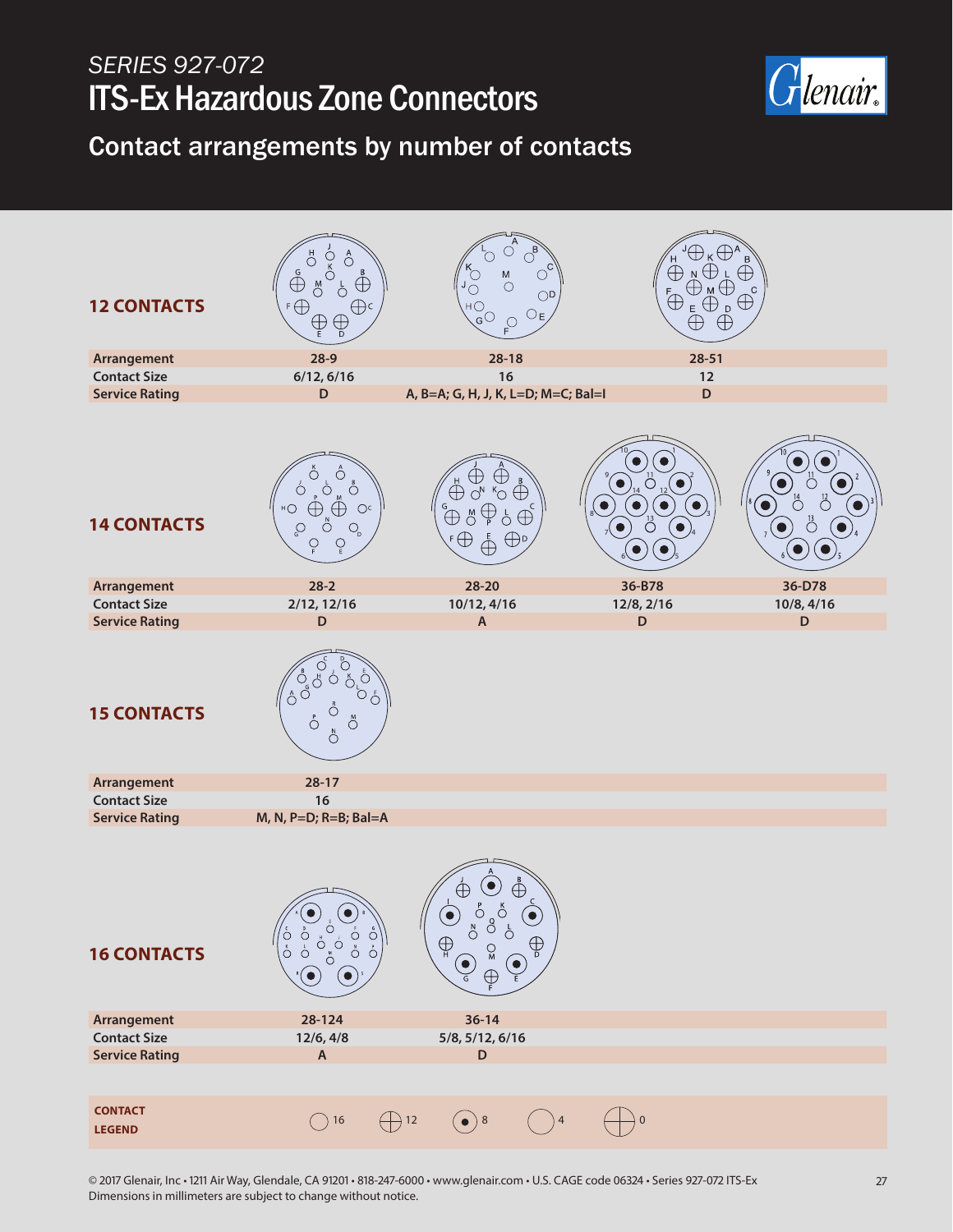# SERIES 927-072

# ITS-Ex Hazardous Zone Connectors

## Contact arrangements by number of contacts

### 12 CONTACTS

| Arrangement | 28-9 | 28-18 | 28-51 |
|---|---|---|---|
| Contact Size | 6/12, 6/16 | 16 | 12 |
| Service Rating | D | A, B=A; G, H, J, K, L=D; M=C; Bal=I | D |

### 14 CONTACTS

| Arrangement | 28-2 | 28-20 | 36-B78 | 36-D78 |
|---|---|---|---|---|
| Contact Size | 2/12, 12/16 | 10/12, 4/16 | 12/8, 2/16 | 10/8, 4/16 |
| Service Rating | D | A | D | D |

### 15 CONTACTS

| Arrangement | 28-17 |
|---|---|
| Contact Size | 16 |
| Service Rating | M, N, P=D; R=B; Bal=A |

### 16 CONTACTS

| Arrangement | 28-124 | 36-14 |
|---|---|---|
| Contact Size | 12/6, 4/8 | 5/8, 5/12, 6/16 |
| Service Rating | A | D |

**CONTACT LEGEND**

16 | 12 | 8 | 4 | 0

© 2017 Glenair, Inc • 1211 Air Way, Glendale, CA 91201 • 818-247-6000 • www.glenair.com • U.S. CAGE code 06324 • Series 927-072 ITS-Ex
Dimensions in millimeters are subject to change without notice.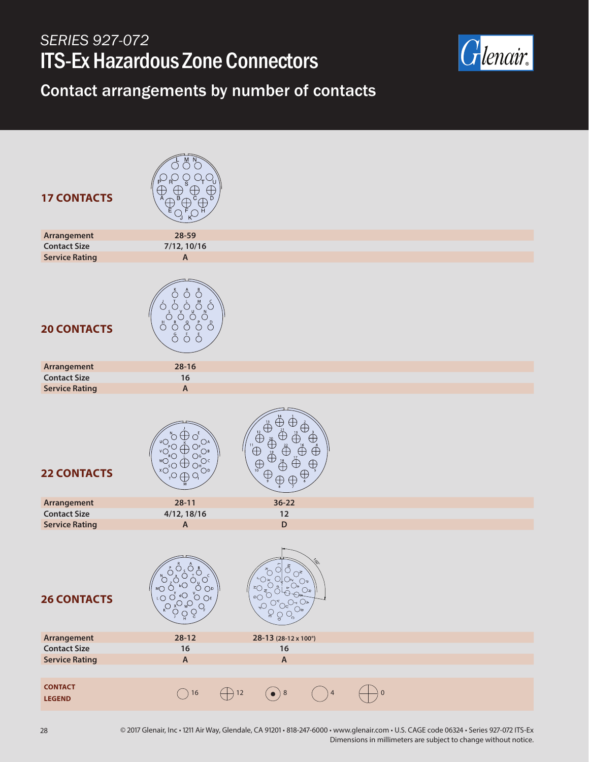*SERIES 927-072*

# ITS-Ex Hazardous Zone Connectors

## Contact arrangements by number of contacts

### 17 CONTACTS

| Arrangement | 28-59 |
|---|---|
| Contact Size | 7/12, 10/16 |
| Service Rating | A |

### 20 CONTACTS

| Arrangement | 28-16 |
|---|---|
| Contact Size | 16 |
| Service Rating | A |

### 22 CONTACTS

| Arrangement | 28-11 | 36-22 |
|---|---|---|
| Contact Size | 4/12, 18/16 | 12 |
| Service Rating | A | D |

### 26 CONTACTS

| Arrangement | 28-12 | 28-13 (28-12 x 100°) |
|---|---|---|
| Contact Size | 16 | 16 |
| Service Rating | A | A |

**CONTACT LEGEND**

16, 12, 8, 4, 0

© 2017 Glenair, Inc • 1211 Air Way, Glendale, CA 91201 • 818-247-6000 • www.glenair.com • U.S. CAGE code 06324 • Series 927-072 ITS-Ex
Dimensions in millimeters are subject to change without notice.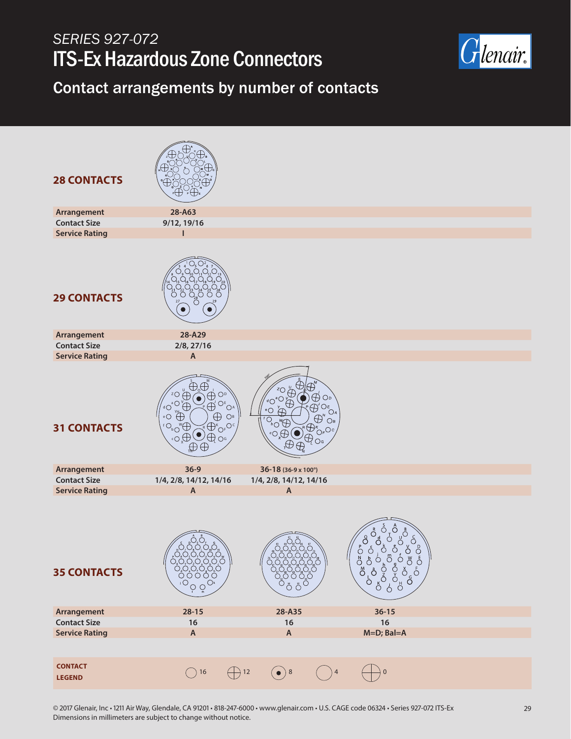# SERIES 927-072

# ITS-Ex Hazardous Zone Connectors

## Contact arrangements by number of contacts

### 28 CONTACTS

| | |
|---|---|
| Arrangement | 28-A63 |
| Contact Size | 9/12, 19/16 |
| Service Rating | I |

### 29 CONTACTS

| | |
|---|---|
| Arrangement | 28-A29 |
| Contact Size | 2/8, 27/16 |
| Service Rating | A |

### 31 CONTACTS

| | | |
|---|---|---|
| Arrangement | 36-9 | 36-18 (36-9 x 100°) |
| Contact Size | 1/4, 2/8, 14/12, 14/16 | 1/4, 2/8, 14/12, 14/16 |
| Service Rating | A | A |

### 35 CONTACTS

| | | | |
|---|---|---|---|
| Arrangement | 28-15 | 28-A35 | 36-15 |
| Contact Size | 16 | 16 | 16 |
| Service Rating | A | A | M=D; Bal=A |

**CONTACT LEGEND**: 16 · 12 · 8 · 4 · 0

© 2017 Glenair, Inc • 1211 Air Way, Glendale, CA 91201 • 818-247-6000 • www.glenair.com • U.S. CAGE code 06324 • Series 927-072 ITS-Ex
Dimensions in millimeters are subject to change without notice.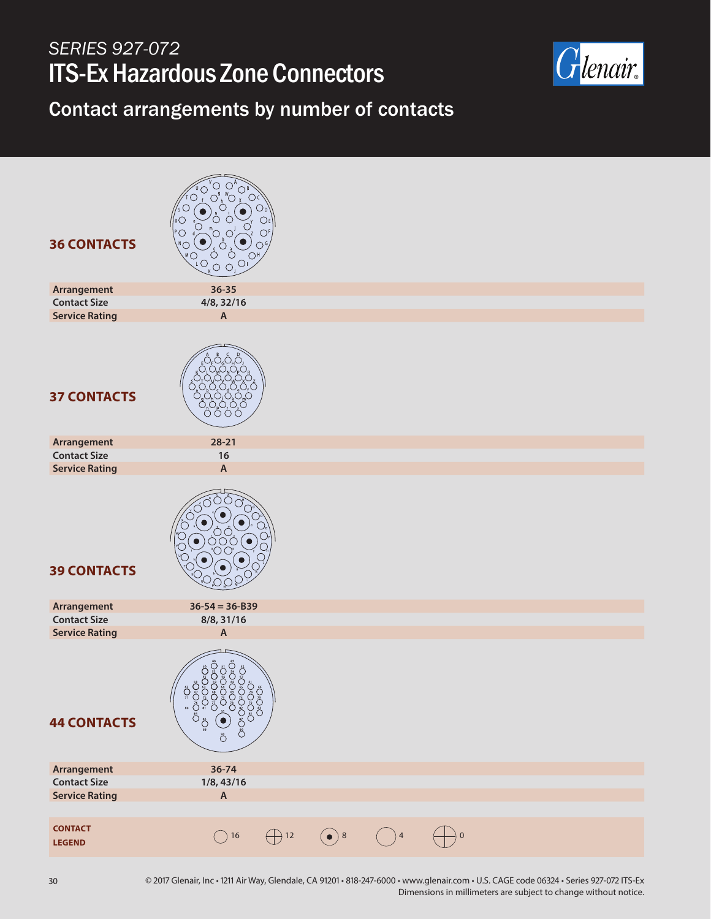*SERIES 927-072*

# ITS-Ex Hazardous Zone Connectors

## Contact arrangements by number of contacts

### 36 CONTACTS

| Arrangement | 36-35 |
|---|---|
| Contact Size | 4/8, 32/16 |
| Service Rating | A |

### 37 CONTACTS

| Arrangement | 28-21 |
|---|---|
| Contact Size | 16 |
| Service Rating | A |

### 39 CONTACTS

| Arrangement | 36-54 = 36-B39 |
|---|---|
| Contact Size | 8/8, 31/16 |
| Service Rating | A |

### 44 CONTACTS

| Arrangement | 36-74 |
|---|---|
| Contact Size | 1/8, 43/16 |
| Service Rating | A |

**CONTACT LEGEND**

16 | 12 | 8 | 4 | 0

© 2017 Glenair, Inc • 1211 Air Way, Glendale, CA 91201 • 818-247-6000 • www.glenair.com • U.S. CAGE code 06324 • Series 927-072 ITS-Ex
Dimensions in millimeters are subject to change without notice.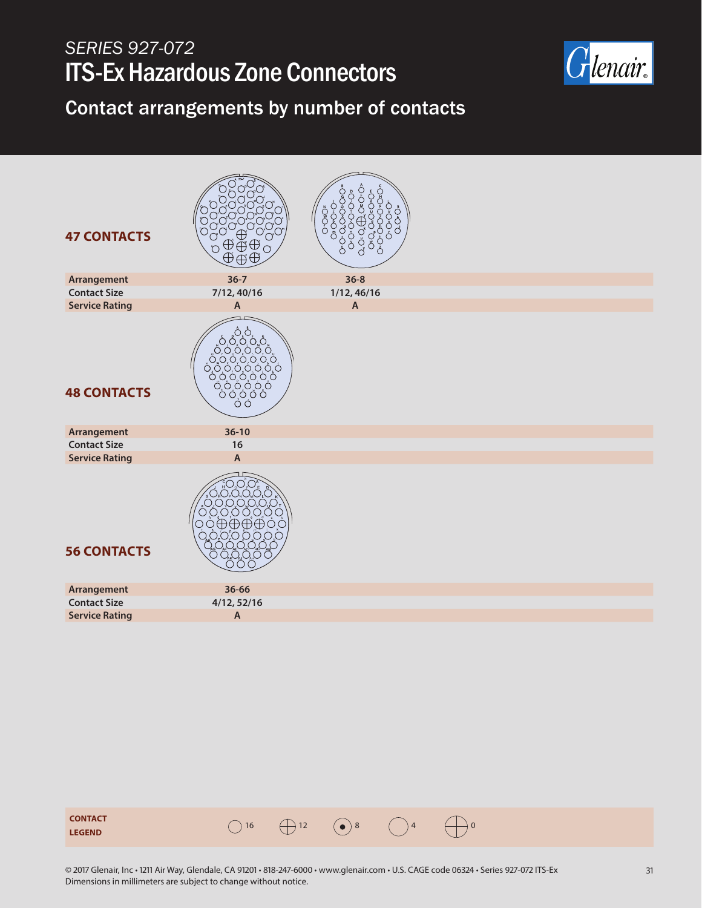# SERIES 927-072

# ITS-Ex Hazardous Zone Connectors

## Contact arrangements by number of contacts

### 47 CONTACTS

| Arrangement | 36-7 | 36-8 |
|---|---|---|
| Contact Size | 7/12, 40/16 | 1/12, 46/16 |
| Service Rating | A | A |

### 48 CONTACTS

| Arrangement | 36-10 |
|---|---|
| Contact Size | 16 |
| Service Rating | A |

### 56 CONTACTS

| Arrangement | 36-66 |
|---|---|
| Contact Size | 4/12, 52/16 |
| Service Rating | A |

**CONTACT LEGEND** 16 12 8 4 0

© 2017 Glenair, Inc • 1211 Air Way, Glendale, CA 91201 • 818-247-6000 • www.glenair.com • U.S. CAGE code 06324 • Series 927-072 ITS-Ex
Dimensions in millimeters are subject to change without notice.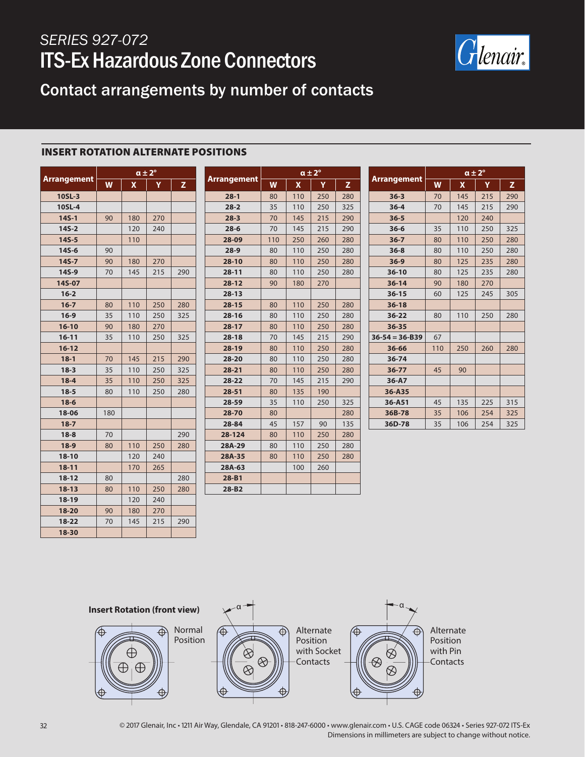# SERIES 927-072

# ITS-Ex Hazardous Zone Connectors

## Contact arrangements by number of contacts

### INSERT ROTATION ALTERNATE POSITIONS

| Arrangement | α ± 2° | | | |
|---|---|---|---|---|
| | W | X | Y | Z |
| 10SL-3 | | | | |
| 10SL-4 | | | | |
| 14S-1 | 90 | 180 | 270 | |
| 14S-2 | | 120 | 240 | |
| 14S-5 | | 110 | | |
| 14S-6 | 90 | | | |
| 14S-7 | 90 | 180 | 270 | |
| 14S-9 | 70 | 145 | 215 | 290 |
| 14S-07 | | | | |
| 16-2 | | | | |
| 16-7 | 80 | 110 | 250 | 280 |
| 16-9 | 35 | 110 | 250 | 325 |
| 16-10 | 90 | 180 | 270 | |
| 16-11 | 35 | 110 | 250 | 325 |
| 16-12 | | | | |
| 18-1 | 70 | 145 | 215 | 290 |
| 18-3 | 35 | 110 | 250 | 325 |
| 18-4 | 35 | 110 | 250 | 325 |
| 18-5 | 80 | 110 | 250 | 280 |
| 18-6 | | | | |
| 18-06 | 180 | | | |
| 18-7 | | | | |
| 18-8 | 70 | | | 290 |
| 18-9 | 80 | 110 | 250 | 280 |
| 18-10 | | 120 | 240 | |
| 18-11 | | 170 | 265 | |
| 18-12 | 80 | | | 280 |
| 18-13 | 80 | 110 | 250 | 280 |
| 18-19 | | 120 | 240 | |
| 18-20 | 90 | 180 | 270 | |
| 18-22 | 70 | 145 | 215 | 290 |
| 18-30 | | | | |

| Arrangement | α ± 2° | | | |
|---|---|---|---|---|
| | W | X | Y | Z |
| 28-1 | 80 | 110 | 250 | 280 |
| 28-2 | 35 | 110 | 250 | 325 |
| 28-3 | 70 | 145 | 215 | 290 |
| 28-6 | 70 | 145 | 215 | 290 |
| 28-09 | 110 | 250 | 260 | 280 |
| 28-9 | 80 | 110 | 250 | 280 |
| 28-10 | 80 | 110 | 250 | 280 |
| 28-11 | 80 | 110 | 250 | 280 |
| 28-12 | 90 | 180 | 270 | |
| 28-13 | | | | |
| 28-15 | 80 | 110 | 250 | 280 |
| 28-16 | 80 | 110 | 250 | 280 |
| 28-17 | 80 | 110 | 250 | 280 |
| 28-18 | 70 | 145 | 215 | 290 |
| 28-19 | 80 | 110 | 250 | 280 |
| 28-20 | 80 | 110 | 250 | 280 |
| 28-21 | 80 | 110 | 250 | 280 |
| 28-22 | 70 | 145 | 215 | 290 |
| 28-51 | 80 | 135 | 190 | |
| 28-59 | 35 | 110 | 250 | 325 |
| 28-70 | 80 | | | 280 |
| 28-84 | 45 | 157 | 90 | 135 |
| 28-124 | 80 | 110 | 250 | 280 |
| 28A-29 | 80 | 110 | 250 | 280 |
| 28A-35 | 80 | 110 | 250 | 280 |
| 28A-63 | | 100 | 260 | |
| 28-B1 | | | | |
| 28-B2 | | | | |

| Arrangement | α ± 2° | | | |
|---|---|---|---|---|
| | W | X | Y | Z |
| 36-3 | 70 | 145 | 215 | 290 |
| 36-4 | 70 | 145 | 215 | 290 |
| 36-5 | | 120 | 240 | |
| 36-6 | 35 | 110 | 250 | 325 |
| 36-7 | 80 | 110 | 250 | 280 |
| 36-8 | 80 | 110 | 250 | 280 |
| 36-9 | 80 | 125 | 235 | 280 |
| 36-10 | 80 | 125 | 235 | 280 |
| 36-14 | 90 | 180 | 270 | |
| 36-15 | 60 | 125 | 245 | 305 |
| 36-18 | | | | |
| 36-22 | 80 | 110 | 250 | 280 |
| 36-35 | | | | |
| 36-54 = 36-B39 | 67 | | | |
| 36-66 | 110 | 250 | 260 | 280 |
| 36-74 | | | | |
| 36-77 | 45 | 90 | | |
| 36-A7 | | | | |
| 36-A35 | | | | |
| 36-A51 | 45 | 135 | 225 | 315 |
| 36B-78 | 35 | 106 | 254 | 325 |
| 36D-78 | 35 | 106 | 254 | 325 |

**Insert Rotation (front view)**

Normal Position

α

Alternate Position with Socket Contacts

α

Alternate Position with Pin Contacts

© 2017 Glenair, Inc • 1211 Air Way, Glendale, CA 91201 • 818-247-6000 • www.glenair.com • U.S. CAGE code 06324 • Series 927-072 ITS-Ex
Dimensions in millimeters are subject to change without notice.